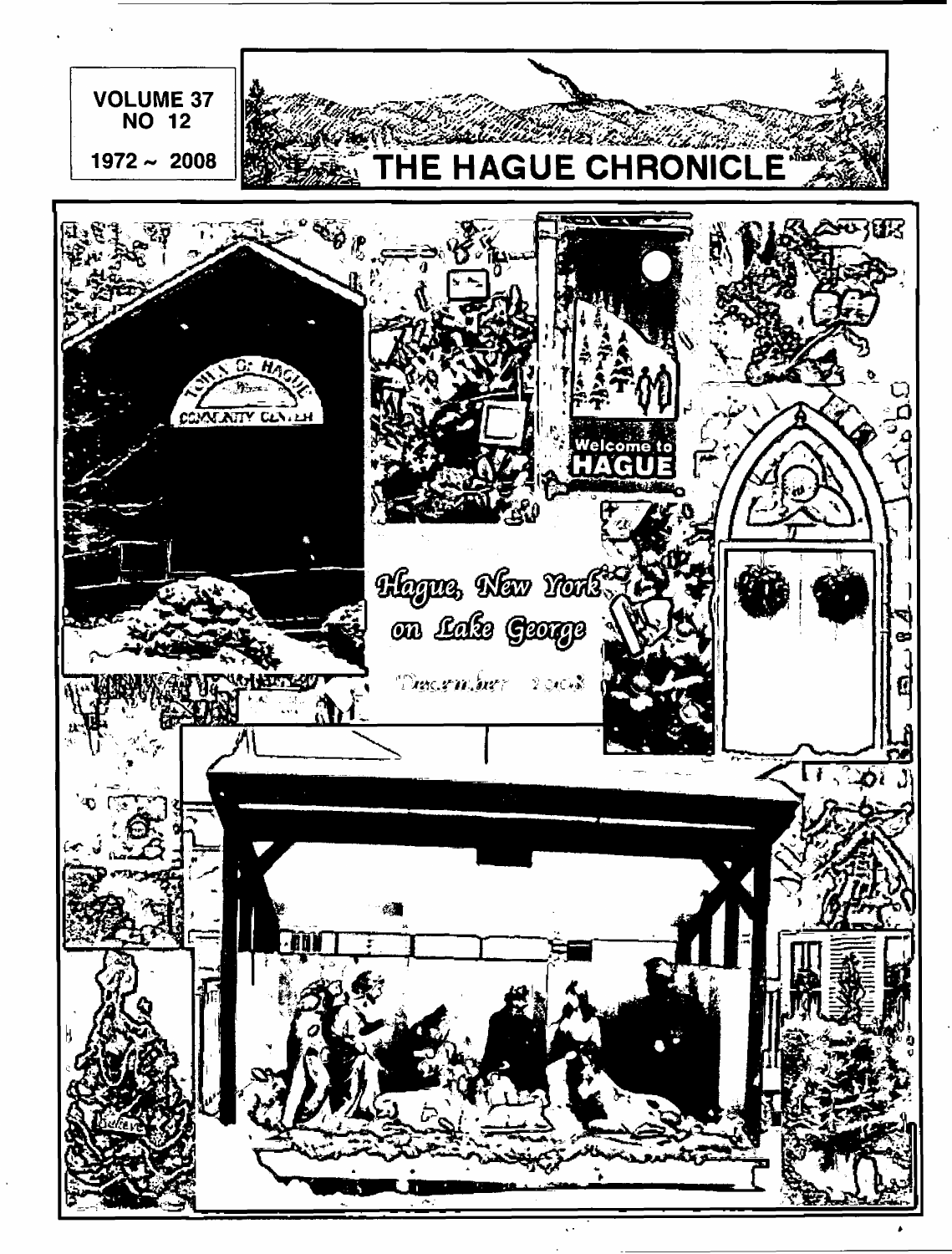VOLUME 37
NO 12

1972 ~ 2008

# THE HAGUE CHRONICLE

Hague, New York on Lake George

December 2008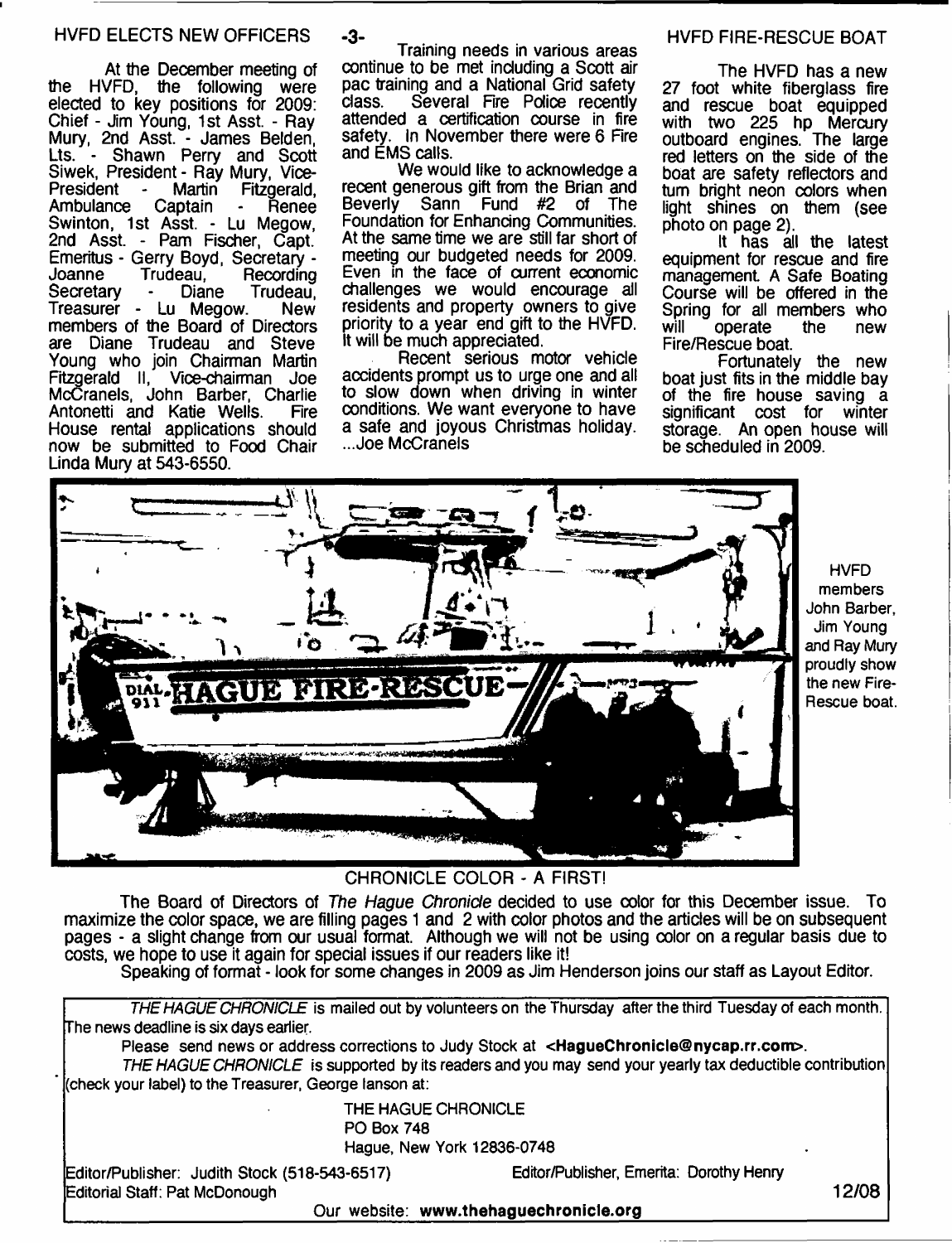## HVFD ELECTS NEW OFFICERS

At the December meeting of the HVFD, the following were elected to key positions for 2009: Chief - Jim Young, 1st Asst. - Ray Mury, 2nd Asst. - James Belden, Lts. - Shawn Perry and Scott Siwek, President - Ray Mury, Vice-President - Martin Fitzgerald, Ambulance Captain - Renee Swinton, 1st Asst. - Lu Megow, 2nd Asst. - Pam Fischer, Capt. Emeritus - Gerry Boyd, Secretary - Joanne Trudeau, Recording Secretary - Diane Trudeau, Treasurer - Lu Megow. New members of the Board of Directors are Diane Trudeau and Steve Young who join Chairman Martin Fitzgerald II, Vice-chairman Joe McCranels, John Barber, Charlie Antonetti and Katie Wells. Fire House rental applications should now be submitted to Food Chair Linda Mury at 543-6550.

Training needs in various areas continue to be met including a Scott air pac training and a National Grid safety class. Several Fire Police recently attended a certification course in fire safety. In November there were 6 Fire and EMS calls.

We would like to acknowledge a recent generous gift from the Brian and Beverly Sann Fund #2 of The Foundation for Enhancing Communities. At the same time we are still far short of meeting our budgeted needs for 2009. Even in the face of current economic challenges we would encourage all residents and property owners to give priority to a year end gift to the HVFD. It will be much appreciated.

Recent serious motor vehicle accidents prompt us to urge one and all to slow down when driving in winter conditions. We want everyone to have a safe and joyous Christmas holiday. ...Joe McCranels

## HVFD FIRE-RESCUE BOAT

The HVFD has a new 27 foot white fiberglass fire and rescue boat equipped with two 225 hp Mercury outboard engines. The large red letters on the side of the boat are safety reflectors and turn bright neon colors when light shines on them (see photo on page 2).

It has all the latest equipment for rescue and fire management. A Safe Boating Course will be offered in the Spring for all members who will operate the new Fire/Rescue boat.

Fortunately the new boat just fits in the middle bay of the fire house saving a significant cost for winter storage. An open house will be scheduled in 2009.

HVFD members John Barber, Jim Young and Ray Mury proudly show the new Fire-Rescue boat.

## CHRONICLE COLOR - A FIRST!

The Board of Directors of *The Hague Chronicle* decided to use color for this December issue. To maximize the color space, we are filling pages 1 and 2 with color photos and the articles will be on subsequent pages - a slight change from our usual format. Although we will not be using color on a regular basis due to costs, we hope to use it again for special issues if our readers like it!

Speaking of format - look for some changes in 2009 as Jim Henderson joins our staff as Layout Editor.

---

*THE HAGUE CHRONICLE* is mailed out by volunteers on the Thursday after the third Tuesday of each month. The news deadline is six days earlier.

Please send news or address corrections to Judy Stock at **<HagueChronicle@nycap.rr.com>**.

*THE HAGUE CHRONICLE* is supported by its readers and you may send your yearly tax deductible contribution (check your label) to the Treasurer, George Ianson at:

THE HAGUE CHRONICLE
PO Box 748
Hague, New York 12836-0748

Editor/Publisher: Judith Stock (518-543-6517) Editor/Publisher, Emerita: Dorothy Henry
Editorial Staff: Pat McDonough

12/08

Our website: **www.thehaguechronicle.org**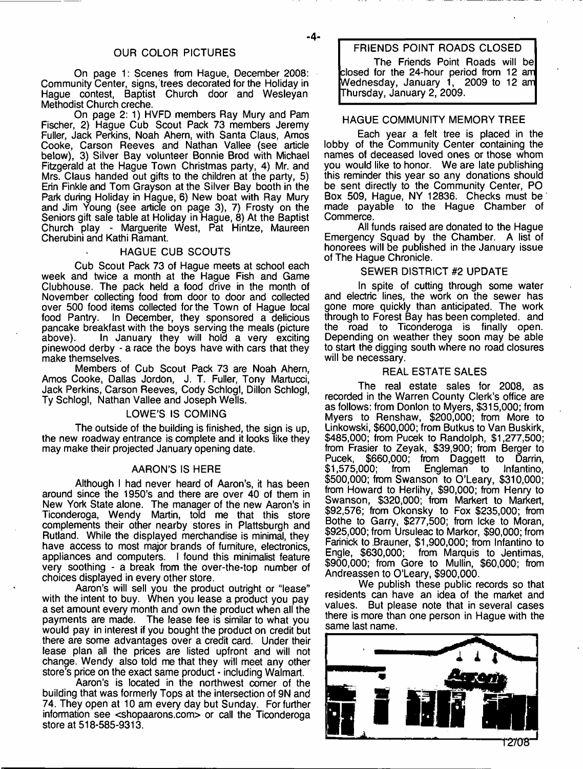## OUR COLOR PICTURES

On page 1: Scenes from Hague, December 2008: Community Center, signs, trees decorated for the Holiday in Hague contest, Baptist Church door and Wesleyan Methodist Church creche.

On page 2: 1) HVFD members Ray Mury and Pam Fischer, 2) Hague Cub Scout Pack 73 members Jeremy Fuller, Jack Perkins, Noah Ahern, with Santa Claus, Amos Cooke, Carson Reeves and Nathan Vallee (see article below), 3) Silver Bay volunteer Bonnie Brod with Michael Fitzgerald at the Hague Town Christmas party, 4) Mr. and Mrs. Claus handed out gifts to the children at the party, 5) Erin Finkle and Tom Grayson at the Silver Bay booth in the Park during Holiday in Hague, 6) New boat with Ray Mury and Jim Young (see article on page 3), 7) Frosty on the Seniors gift sale table at Holiday in Hague, 8) At the Baptist Church play - Marguerite West, Pat Hintze, Maureen Cherubini and Kathi Ramant.

## HAGUE CUB SCOUTS

Cub Scout Pack 73 of Hague meets at school each week and twice a month at the Hague Fish and Game Clubhouse. The pack held a food drive in the month of November collecting food from door to door and collected over 500 food items collected for the Town of Hague local food Pantry. In December, they sponsored a delicious pancake breakfast with the boys serving the meals (picture above). In January they will hold a very exciting pinewood derby - a race the boys have with cars that they make themselves.

Members of Cub Scout Pack 73 are Noah Ahern, Amos Cooke, Dallas Jordon, J. T. Fuller, Tony Martucci, Jack Perkins, Carson Reeves, Cody Schlogl, Dillon Schlogl, Ty Schlogl, Nathan Vallee and Joseph Wells.

## LOWE'S IS COMING

The outside of the building is finished, the sign is up, the new roadway entrance is complete and it looks like they may make their projected January opening date.

## AARON'S IS HERE

Although I had never heard of Aaron's, it has been around since the 1950's and there are over 40 of them in New York State alone. The manager of the new Aaron's in Ticonderoga, Wendy Martin, told me that this store complements their other nearby stores in Plattsburgh and Rutland. While the displayed merchandise is minimal, they have access to most major brands of furniture, electronics, appliances and computers. I found this minimalist feature very soothing - a break from the over-the-top number of choices displayed in every other store.

Aaron's will sell you the product outright or "lease" with the intent to buy. When you lease a product you pay a set amount every month and own the product when all the payments are made. The lease fee is similar to what you would pay in interest if you bought the product on credit but there are some advantages over a credit card. Under their lease plan all the prices are listed upfront and will not change. Wendy also told me that they will meet any other store's price on the exact same product - including Walmart.

Aaron's is located in the northwest corner of the building that was formerly Tops at the intersection of 9N and 74. They open at 10 am every day but Sunday. For further information see <shopaarons.com> or call the Ticonderoga store at 518-585-9313.

## FRIENDS POINT ROADS CLOSED

The Friends Point Roads will be closed for the 24-hour period from 12 am Wednesday, January 1, 2009 to 12 am Thursday, January 2, 2009.

## HAGUE COMMUNITY MEMORY TREE

Each year a felt tree is placed in the lobby of the Community Center containing the names of deceased loved ones or those whom you would like to honor. We are late publishing this reminder this year so any donations should be sent directly to the Community Center, PO Box 509, Hague, NY 12836. Checks must be made payable to the Hague Chamber of Commerce.

All funds raised are donated to the Hague Emergency Squad by the Chamber. A list of honorees will be published in the January issue of The Hague Chronicle.

## SEWER DISTRICT #2 UPDATE

In spite of cutting through some water and electric lines, the work on the sewer has gone more quickly than anticipated. The work through to Forest Bay has been completed. and the road to Ticonderoga is finally open. Depending on weather they soon may be able to start the digging south where no road closures will be necessary.

## REAL ESTATE SALES

The real estate sales for 2008, as recorded in the Warren County Clerk's office are as follows: from Donlon to Myers, $315,000; from Myers to Renshaw, $200,000; from More to Linkowski, $600,000; from Butkus to Van Buskirk, $485,000; from Pucek to Randolph, $1,277,500; from Frasier to Zeyak, $39,900; from Berger to Pucek, $660,000; from Daggett to Darrin, $1,575,000; from Engleman to Infantino, $500,000; from Swanson to O'Leary, $310,000; from Howard to Herlihy, $90,000; from Henry to Swanson, $320,000; from Markert to Markert, $92,576; from Okonsky to Fox $235,000; from Bothe to Garry, $277,500; from Icke to Moran, $925,000; from Ursuleac to Markor, $90,000; from Farinick to Brauner, $1,900,000; from Infantino to Engle, $630,000; from Marquis to Jentimas, $900,000; from Gore to Mullin, $60,000; from Andreassen to O'Leary, $900,000.

We publish these public records so that residents can have an idea of the market and values. But please note that in several cases there is more than one person in Hague with the same last name.

12/08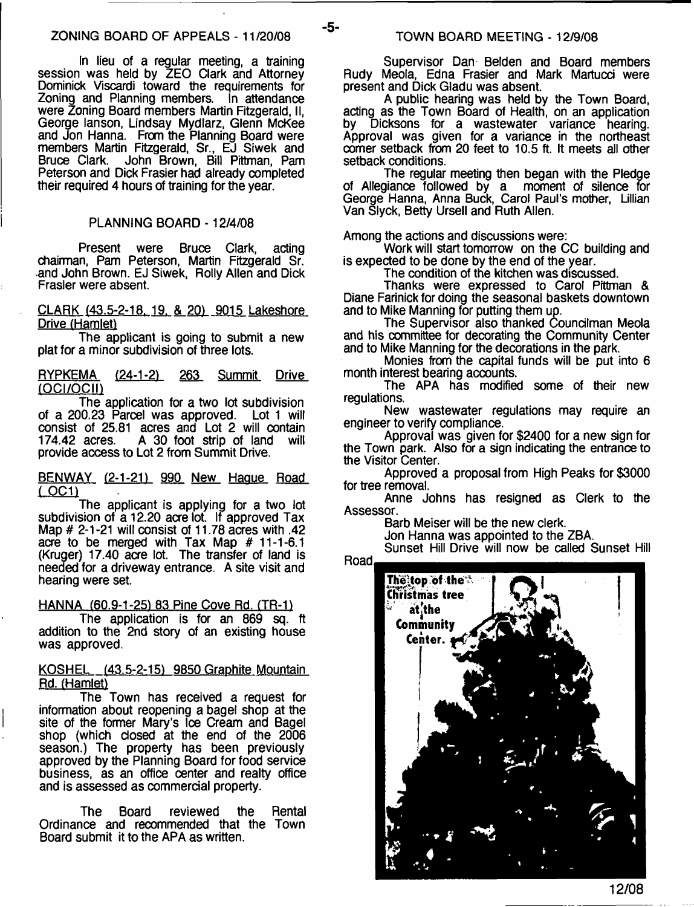## ZONING BOARD OF APPEALS - 11/20/08

In lieu of a regular meeting, a training session was held by ZEO Clark and Attorney Dominick Viscardi toward the requirements for Zoning and Planning members. In attendance were Zoning Board members Martin Fitzgerald, II, George Ianson, Lindsay Mydlarz, Glenn McKee and Jon Hanna. From the Planning Board were members Martin Fitzgerald, Sr., EJ Siwek and Bruce Clark. John Brown, Bill Pittman, Pam Peterson and Dick Frasier had already completed their required 4 hours of training for the year.

## PLANNING BOARD - 12/4/08

Present were Bruce Clark, acting chairman, Pam Peterson, Martin Fitzgerald Sr. and John Brown. EJ Siwek, Rolly Allen and Dick Frasier were absent.

CLARK (43.5-2-18, 19, & 20) 9015 Lakeshore Drive (Hamlet)

The applicant is going to submit a new plat for a minor subdivision of three lots.

RYPKEMA (24-1-2) 263 Summit Drive (OCI/OCII)

The application for a two lot subdivision of a 200.23 Parcel was approved. Lot 1 will consist of 25.81 acres and Lot 2 will contain 174.42 acres. A 30 foot strip of land will provide access to Lot 2 from Summit Drive.

BENWAY (2-1-21) 990 New Hague Road (OC1)

The applicant is applying for a two lot subdivision of a 12.20 acre lot. If approved Tax Map # 2-1-21 will consist of 11.78 acres with .42 acre to be merged with Tax Map # 11-1-6.1 (Kruger) 17.40 acre lot. The transfer of land is needed for a driveway entrance. A site visit and hearing were set.

HANNA (60.9-1-25) 83 Pine Cove Rd. (TR-1)

The application is for an 869 sq. ft addition to the 2nd story of an existing house was approved.

KOSHEL (43.5-2-15) 9850 Graphite Mountain Rd. (Hamlet)

The Town has received a request for information about reopening a bagel shop at the site of the former Mary's Ice Cream and Bagel shop (which closed at the end of the 2006 season.) The property has been previously approved by the Planning Board for food service business, as an office center and realty office and is assessed as commercial property.

The Board reviewed the Rental Ordinance and recommended that the Town Board submit it to the APA as written.

## TOWN BOARD MEETING - 12/9/08

Supervisor Dan Belden and Board members Rudy Meola, Edna Frasier and Mark Martucci were present and Dick Gladu was absent.

A public hearing was held by the Town Board, acting as the Town Board of Health, on an application by Dicksons for a wastewater variance hearing. Approval was given for a variance in the northeast corner setback from 20 feet to 10.5 ft. It meets all other setback conditions.

The regular meeting then began with the Pledge of Allegiance followed by a moment of silence for George Hanna, Anna Buck, Carol Paul's mother, Lillian Van Slyck, Betty Ursell and Ruth Allen.

Among the actions and discussions were:

Work will start tomorrow on the CC building and is expected to be done by the end of the year.

The condition of the kitchen was discussed.

Thanks were expressed to Carol Pittman & Diane Farinick for doing the seasonal baskets downtown and to Mike Manning for putting them up.

The Supervisor also thanked Councilman Meola and his committee for decorating the Community Center and to Mike Manning for the decorations in the park.

Monies from the capital funds will be put into 6 month interest bearing accounts.

The APA has modified some of their new regulations.

New wastewater regulations may require an engineer to verify compliance.

Approval was given for $2400 for a new sign for the Town park. Also for a sign indicating the entrance to the Visitor Center.

Approved a proposal from High Peaks for $3000 for tree removal.

Anne Johns has resigned as Clerk to the Assessor.

Barb Meiser will be the new clerk.

Jon Hanna was appointed to the ZBA.

Sunset Hill Drive will now be called Sunset Hill Road.

The top of the Christmas tree at the Community Center.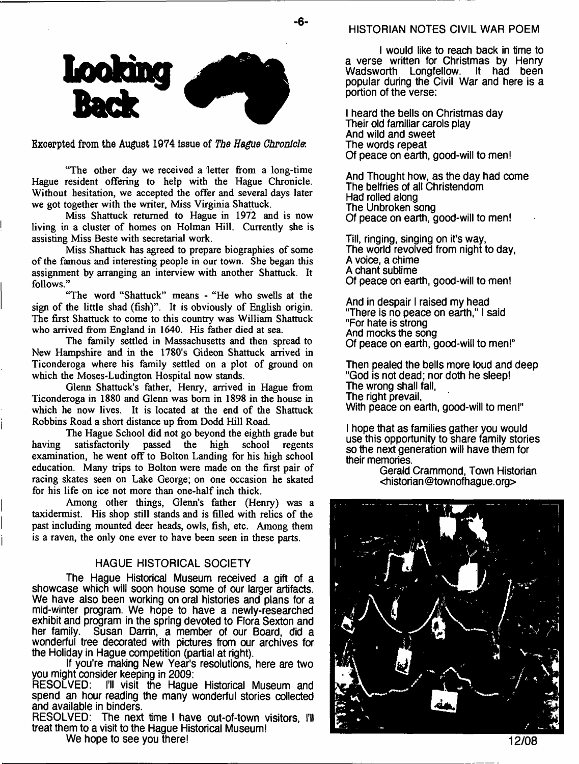# Looking Back

Excerpted from the August 1974 issue of *The Hague Chronicle*:

"The other day we received a letter from a long-time Hague resident offering to help with the Hague Chronicle. Without hesitation, we accepted the offer and several days later we got together with the writer, Miss Virginia Shattuck.

Miss Shattuck returned to Hague in 1972 and is now living in a cluster of homes on Holman Hill. Currently she is assisting Miss Beste with secretarial work.

Miss Shattuck has agreed to prepare biographies of some of the famous and interesting people in our town. She began this assignment by arranging an interview with another Shattuck. It follows."

"The word "Shattuck" means - "He who swells at the sign of the little shad (fish)". It is obviously of English origin. The first Shattuck to come to this country was William Shattuck who arrived from England in 1640. His father died at sea.

The family settled in Massachusetts and then spread to New Hampshire and in the 1780's Gideon Shattuck arrived in Ticonderoga where his family settled on a plot of ground on which the Moses-Ludington Hospital now stands.

Glenn Shattuck's father, Henry, arrived in Hague from Ticonderoga in 1880 and Glenn was born in 1898 in the house in which he now lives. It is located at the end of the Shattuck Robbins Road a short distance up from Dodd Hill Road.

The Hague School did not go beyond the eighth grade but having satisfactorily passed the high school regents examination, he went off to Bolton Landing for his high school education. Many trips to Bolton were made on the first pair of racing skates seen on Lake George; on one occasion he skated for his life on ice not more than one-half inch thick.

Among other things, Glenn's father (Henry) was a taxidermist. His shop still stands and is filled with relics of the past including mounted deer heads, owls, fish, etc. Among them is a raven, the only one ever to have been seen in these parts.

## HAGUE HISTORICAL SOCIETY

The Hague Historical Museum received a gift of a showcase which will soon house some of our larger artifacts. We have also been working on oral histories and plans for a mid-winter program. We hope to have a newly-researched exhibit and program in the spring devoted to Flora Sexton and her family. Susan Darrin, a member of our Board, did a wonderful tree decorated with pictures from our archives for the Holiday in Hague competition (partial at right).

If you're making New Year's resolutions, here are two you might consider keeping in 2009:

RESOLVED: I'll visit the Hague Historical Museum and spend an hour reading the many wonderful stories collected and available in binders.

RESOLVED: The next time I have out-of-town visitors, I'll treat them to a visit to the Hague Historical Museum!

We hope to see you there!

## HISTORIAN NOTES CIVIL WAR POEM

I would like to reach back in time to a verse written for Christmas by Henry Wadsworth Longfellow. It had been popular during the Civil War and here is a portion of the verse:

I heard the bells on Christmas day
Their old familiar carols play
And wild and sweet
The words repeat
Of peace on earth, good-will to men!

And Thought how, as the day had come
The belfries of all Christendom
Had rolled along
The Unbroken song
Of peace on earth, good-will to men!

Till, ringing, singing on it's way,
The world revolved from night to day,
A voice, a chime
A chant sublime
Of peace on earth, good-will to men!

And in despair I raised my head
"There is no peace on earth," I said
"For hate is strong
And mocks the song
Of peace on earth, good-will to men!"

Then pealed the bells more loud and deep
"God is not dead; nor doth he sleep!
The wrong shall fall,
The right prevail,
With peace on earth, good-will to men!"

I hope that as families gather you would use this opportunity to share family stories so the next generation will have them for their memories.

Gerald Crammond, Town Historian
<historian@townofhague.org>

12/08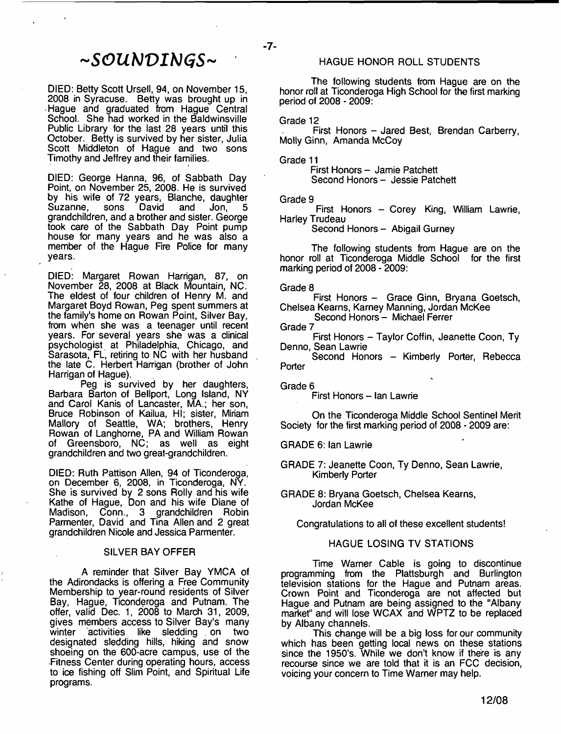# ~SOUNDINGS~

DIED: Betty Scott Ursell, 94, on November 15, 2008 in Syracuse. Betty was brought up in Hague and graduated from Hague Central School. She had worked in the Baldwinsville Public Library for the last 28 years until this October. Betty is survived by her sister, Julia Scott Middleton of Hague and two sons Timothy and Jeffrey and their families.

DIED: George Hanna, 96, of Sabbath Day Point, on November 25, 2008. He is survived by his wife of 72 years, Blanche, daughter Suzanne, sons David and Jon, 5 grandchildren, and a brother and sister. George took care of the Sabbath Day Point pump house for many years and he was also a member of the Hague Fire Police for many years.

DIED: Margaret Rowan Harrigan, 87, on November 28, 2008 at Black Mountain, NC. The eldest of four children of Henry M. and Margaret Boyd Rowan, Peg spent summers at the family's home on Rowan Point, Silver Bay, from when she was a teenager until recent years. For several years she was a clinical psychologist at Philadelphia, Chicago, and Sarasota, FL, retiring to NC with her husband the late C. Herbert Harrigan (brother of John Harrigan of Hague).

Peg is survived by her daughters, Barbara Barton of Bellport, Long Island, NY and Carol Kanis of Lancaster, MA.; her son, Bruce Robinson of Kailua, HI; sister, Miriam Mallory of Seattle, WA; brothers, Henry Rowan of Langhorne, PA and William Rowan of Greensboro, NC; as well as eight grandchildren and two great-grandchildren.

DIED: Ruth Pattison Allen, 94 of Ticonderoga, on December 6, 2008, in Ticonderoga, NY. She is survived by 2 sons Rolly and his wife Kathe of Hague, Don and his wife Diane of Madison, Conn., 3 grandchildren Robin Parmenter, David and Tina Allen and 2 great grandchildren Nicole and Jessica Parmenter.

## SILVER BAY OFFER

A reminder that Silver Bay YMCA of the Adirondacks is offering a Free Community Membership to year-round residents of Silver Bay, Hague, Ticonderoga and Putnam. The offer, valid Dec. 1, 2008 to March 31, 2009, gives members access to Silver Bay's many winter activities like sledding on two designated sledding hills, hiking and snow shoeing on the 600-acre campus, use of the Fitness Center during operating hours, access to ice fishing off Slim Point, and Spiritual Life programs.

## HAGUE HONOR ROLL STUDENTS

The following students from Hague are on the honor roll at Ticonderoga High School for the first marking period of 2008 - 2009:

Grade 12

First Honors – Jared Best, Brendan Carberry, Molly Ginn, Amanda McCoy

Grade 11

First Honors – Jamie Patchett
Second Honors – Jessie Patchett

Grade 9

First Honors – Corey King, William Lawrie, Harley Trudeau
Second Honors – Abigail Gurney

The following students from Hague are on the honor roll at Ticonderoga Middle School for the first marking period of 2008 - 2009:

Grade 8

First Honors – Grace Ginn, Bryana Goetsch, Chelsea Kearns, Karney Manning, Jordan McKee
Second Honors – Michael Ferrer

Grade 7

First Honors – Taylor Coffin, Jeanette Coon, Ty Denno, Sean Lawrie
Second Honors – Kimberly Porter, Rebecca Porter

Grade 6

First Honors – Ian Lawrie

On the Ticonderoga Middle School Sentinel Merit Society for the first marking period of 2008 - 2009 are:

GRADE 6: Ian Lawrie

GRADE 7: Jeanette Coon, Ty Denno, Sean Lawrie, Kimberly Porter

GRADE 8: Bryana Goetsch, Chelsea Kearns, Jordan McKee

Congratulations to all of these excellent students!

## HAGUE LOSING TV STATIONS

Time Warner Cable is going to discontinue programming from the Plattsburgh and Burlington television stations for the Hague and Putnam areas. Crown Point and Ticonderoga are not affected but Hague and Putnam are being assigned to the "Albany market" and will lose WCAX and WPTZ to be replaced by Albany channels.

This change will be a big loss for our community which has been getting local news on these stations since the 1950's. While we don't know if there is any recourse since we are told that it is an FCC decision, voicing your concern to Time Warner may help.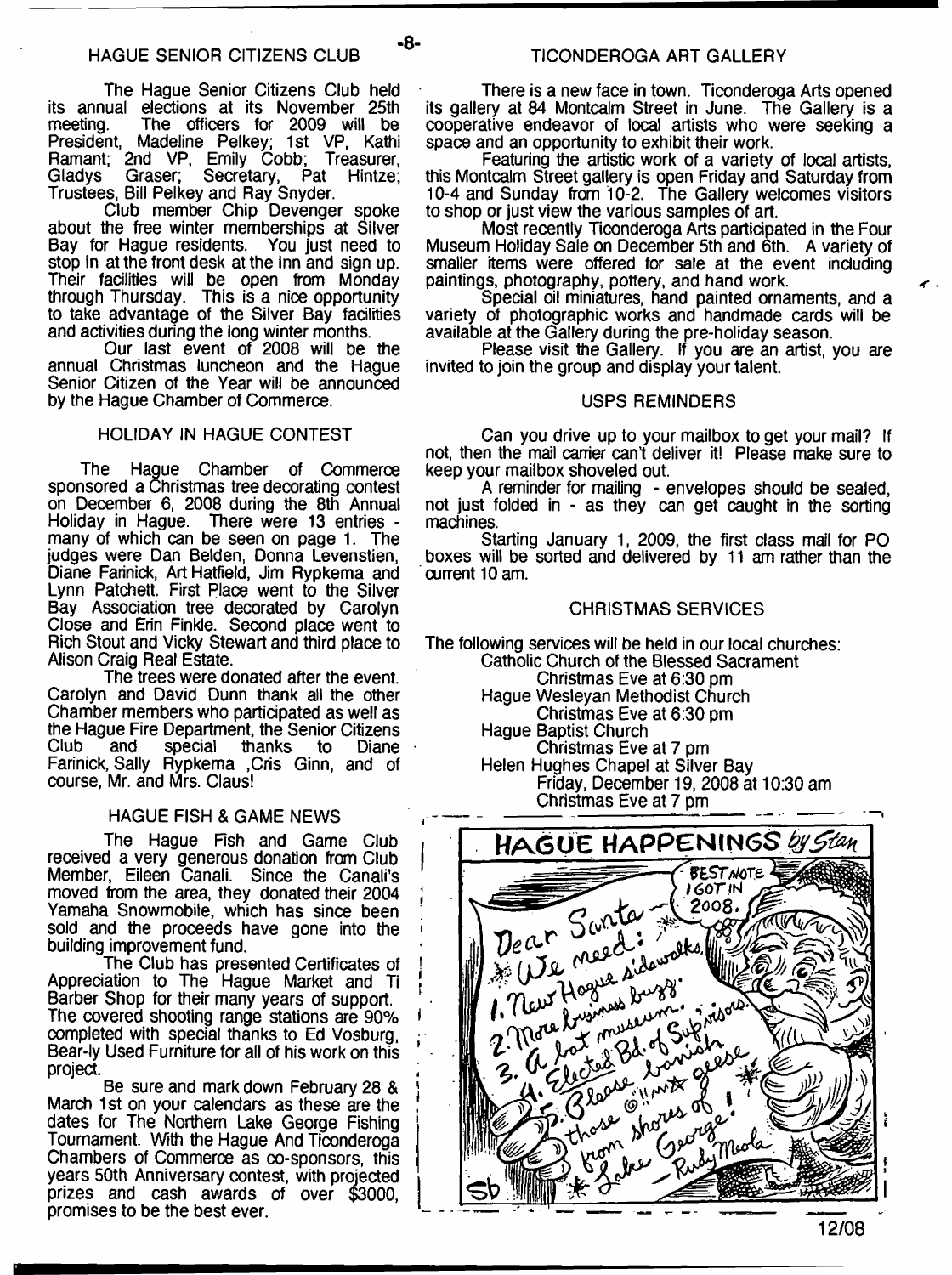## HAGUE SENIOR CITIZENS CLUB

The Hague Senior Citizens Club held its annual elections at its November 25th meeting. The officers for 2009 will be President, Madeline Pelkey; 1st VP, Kathi Ramant; 2nd VP, Emily Cobb; Treasurer, Gladys Graser; Secretary, Pat Hintze; Trustees, Bill Pelkey and Ray Snyder.

Club member Chip Devenger spoke about the free winter memberships at Silver Bay for Hague residents. You just need to stop in at the front desk at the Inn and sign up. Their facilities will be open from Monday through Thursday. This is a nice opportunity to take advantage of the Silver Bay facilities and activities during the long winter months.

Our last event of 2008 will be the annual Christmas luncheon and the Hague Senior Citizen of the Year will be announced by the Hague Chamber of Commerce.

## HOLIDAY IN HAGUE CONTEST

The Hague Chamber of Commerce sponsored a Christmas tree decorating contest on December 6, 2008 during the 8th Annual Holiday in Hague. There were 13 entries - many of which can be seen on page 1. The judges were Dan Belden, Donna Levenstien, Diane Farinick, Art Hatfield, Jim Rypkema and Lynn Patchett. First Place went to the Silver Bay Association tree decorated by Carolyn Close and Erin Finkle. Second place went to Rich Stout and Vicky Stewart and third place to Alison Craig Real Estate.

The trees were donated after the event. Carolyn and David Dunn thank all the other Chamber members who participated as well as the Hague Fire Department, the Senior Citizens Club and special thanks to Diane Farinick, Sally Rypkema ,Cris Ginn, and of course, Mr. and Mrs. Claus!

## HAGUE FISH & GAME NEWS

The Hague Fish and Game Club received a very generous donation from Club Member, Eileen Canali. Since the Canali's moved from the area, they donated their 2004 Yamaha Snowmobile, which has since been sold and the proceeds have gone into the building improvement fund.

The Club has presented Certificates of Appreciation to The Hague Market and Ti Barber Shop for their many years of support. The covered shooting range stations are 90% completed with special thanks to Ed Vosburg, Bear-ly Used Furniture for all of his work on this project.

Be sure and mark down February 28 & March 1st on your calendars as these are the dates for The Northern Lake George Fishing Tournament. With the Hague And Ticonderoga Chambers of Commerce as co-sponsors, this years 50th Anniversary contest, with projected prizes and cash awards of over $3000, promises to be the best ever.

## TICONDEROGA ART GALLERY

There is a new face in town. Ticonderoga Arts opened its gallery at 84 Montcalm Street in June. The Gallery is a cooperative endeavor of local artists who were seeking a space and an opportunity to exhibit their work.

Featuring the artistic work of a variety of local artists, this Montcalm Street gallery is open Friday and Saturday from 10-4 and Sunday from 10-2. The Gallery welcomes visitors to shop or just view the various samples of art.

Most recently Ticonderoga Arts participated in the Four Museum Holiday Sale on December 5th and 6th. A variety of smaller items were offered for sale at the event including paintings, photography, pottery, and hand work.

Special oil miniatures, hand painted ornaments, and a variety of photographic works and handmade cards will be available at the Gallery during the pre-holiday season.

Please visit the Gallery. If you are an artist, you are invited to join the group and display your talent.

## USPS REMINDERS

Can you drive up to your mailbox to get your mail? If not, then the mail carrier can't deliver it! Please make sure to keep your mailbox shoveled out.

A reminder for mailing - envelopes should be sealed, not just folded in - as they can get caught in the sorting machines.

Starting January 1, 2009, the first class mail for PO boxes will be sorted and delivered by 11 am rather than the current 10 am.

## CHRISTMAS SERVICES

The following services will be held in our local churches:

Catholic Church of the Blessed Sacrament
Christmas Eve at 6:30 pm

Hague Wesleyan Methodist Church
Christmas Eve at 6:30 pm

Hague Baptist Church
Christmas Eve at 7 pm

Helen Hughes Chapel at Silver Bay
Friday, December 19, 2008 at 10:30 am
Christmas Eve at 7 pm

HAGUE HAPPENINGS by Stan

BEST NOTE I GOT IN 2008.

Dear Santa — We need: * We need sidewalks. 1. New Hague buzz. 2. More business museum. 3. A lot museum. 4. Elected Bd. of Supervisors 5. Please banish those geese!!! from shores of Lake George! — Rudy Meola

12/08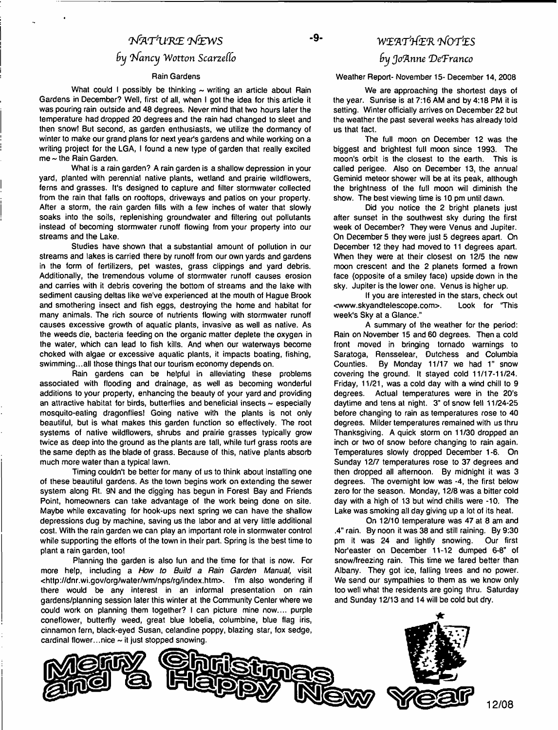## NATURE NEWS

### by Nancy Wotton Scarzello

#### Rain Gardens

What could I possibly be thinking ~ writing an article about Rain Gardens in December? Well, first of all, when I got the idea for this article it was pouring rain outside and 48 degrees. Never mind that two hours later the temperature had dropped 20 degrees and the rain had changed to sleet and then snow! But second, as garden enthusiasts, we utilize the dormancy of winter to make our grand plans for next year's gardens and while working on a writing project for the LGA, I found a new type of garden that really excited me ~ the Rain Garden.

What is a rain garden? A rain garden is a shallow depression in your yard, planted with perennial native plants, wetland and prairie wildflowers, ferns and grasses. It's designed to capture and filter stormwater collected from the rain that falls on rooftops, driveways and patios on your property. After a storm, the rain garden fills with a few inches of water that slowly soaks into the soils, replenishing groundwater and filtering out pollutants instead of becoming stormwater runoff flowing from your property into our streams and the Lake.

Studies have shown that a substantial amount of pollution in our streams and lakes is carried there by runoff from our own yards and gardens in the form of fertilizers, pet wastes, grass clippings and yard debris. Additionally, the tremendous volume of stormwater runoff causes erosion and carries with it debris covering the bottom of streams and the lake with sediment causing deltas like we've experienced at the mouth of Hague Brook and smothering insect and fish eggs, destroying the home and habitat for many animals. The rich source of nutrients flowing with stormwater runoff causes excessive growth of aquatic plants, invasive as well as native. As the weeds die, bacteria feeding on the organic matter deplete the oxygen in the water, which can lead to fish kills. And when our waterways become choked with algae or excessive aquatic plants, it impacts boating, fishing, swimming...all those things that our tourism economy depends on.

Rain gardens can be helpful in alleviating these problems associated with flooding and drainage, as well as becoming wonderful additions to your property, enhancing the beauty of your yard and providing an attractive habitat for birds, butterflies and beneficial insects ~ especially mosquito-eating dragonflies! Going native with the plants is not only beautiful, but is what makes this garden function so effectively. The root systems of native wildflowers, shrubs and prairie grasses typically grow twice as deep into the ground as the plants are tall, while turf grass roots are the same depth as the blade of grass. Because of this, native plants absorb much more water than a typical lawn.

Timing couldn't be better for many of us to think about installing one of these beautiful gardens. As the town begins work on extending the sewer system along Rt. 9N and the digging has begun in Forest Bay and Friends Point, homeowners can take advantage of the work being done on site. Maybe while excavating for hook-ups next spring we can have the shallow depressions dug by machine, saving us the labor and at very little additional cost. With the rain garden we can play an important role in stormwater control while supporting the efforts of the town in their part. Spring is the best time to plant a rain garden, too!

Planning the garden is also fun and the time for that is now. For more help, including a *How to Build a Rain Garden Manual,* visit <http://dnr.wi.gov/org/water/wm/nps/rg/index.htm>. I'm also wondering if there would be any interest in an informal presentation on rain gardens/planning session later this winter at the Community Center where we could work on planning them together? I can picture mine now.... purple coneflower, butterfly weed, great blue lobelia, columbine, blue flag iris, cinnamon fern, black-eyed Susan, celandine poppy, blazing star, fox sedge, cardinal flower...nice ~ it just stopped snowing.

## WEATHER NOTES

### by JoAnne DeFranco

Weather Report- November 15- December 14, 2008

We are approaching the shortest days of the year. Sunrise is at 7:16 AM and by 4:18 PM it is setting. Winter officially arrives on December 22 but the weather the past several weeks has already told us that fact.

The full moon on December 12 was the biggest and brightest full moon since 1993. The moon's orbit is the closest to the earth. This is called perigee. Also on December 13, the annual Geminid meteor shower will be at its peak, although the brightness of the full moon will diminish the show. The best viewing time is 10 pm until dawn.

Did you notice the 2 bright planets just after sunset in the southwest sky during the first week of December? They were Venus and Jupiter. On December 5 they were just 5 degrees apart. On December 12 they had moved to 11 degrees apart. When they were at their closest on 12/5 the new moon crescent and the 2 planets formed a frown face (opposite of a smiley face) upside down in the sky. Jupiter is the lower one. Venus is higher up.

If you are interested in the stars, check out <www.skyandtelescope.com>. Look for "This week's Sky at a Glance."

A summary of the weather for the period: Rain on November 15 and 60 degrees. Then a cold front moved in bringing tornado warnings to Saratoga, Rensselear, Dutchess and Columbia Counties. By Monday 11/17 we had 1" snow covering the ground. It stayed cold 11/17-11/24. Friday, 11/21, was a cold day with a wind chill to 9 degrees. Actual temperatures were in the 20's daytime and tens at night. 3" of snow fell 11/24-25 before changing to rain as temperatures rose to 40 degrees. Milder temperatures remained with us thru Thanksgiving. A quick storm on 11/30 dropped an inch or two of snow before changing to rain again. Temperatures slowly dropped December 1-6. On Sunday 12/7 temperatures rose to 37 degrees and then dropped all afternoon. By midnight it was 3 degrees. The overnight low was -4, the first below zero for the season. Monday, 12/8 was a bitter cold day with a high of 13 but wind chills were -10. The Lake was smoking all day giving up a lot of its heat.

On 12/10 temperature was 47 at 8 am and .4" rain. By noon it was 38 and still raining. By 9:30 pm it was 24 and lightly snowing. Our first Nor'easter on December 11-12 dumped 6-8" of snow/freezing rain. This time we fared better than Albany. They got ice, falling trees and no power. We send our sympathies to them as we know only too well what the residents are going thru. Saturday and Sunday 12/13 and 14 will be cold but dry.

Merry Christmas and a Happy New Year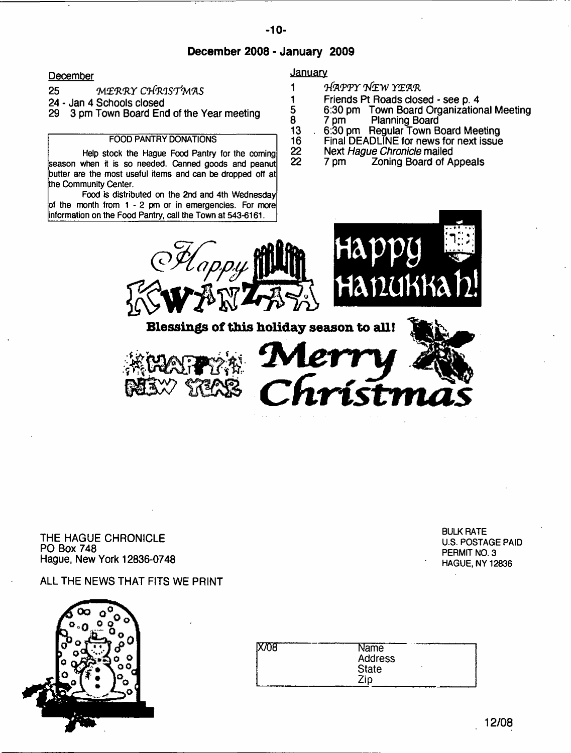## December 2008 - January 2009

**December**

25 *MERRY CHRISTMAS*
24 - Jan 4 Schools closed
29 3 pm Town Board End of the Year meeting

**FOOD PANTRY DONATIONS**

Help stock the Hague Food Pantry for the coming season when it is so needed. Canned goods and peanut butter are the most useful items and can be dropped off at the Community Center.

Food is distributed on the 2nd and 4th Wednesday of the month from 1 - 2 pm or in emergencies. For more information on the Food Pantry, call the Town at 543-6161.

**January**

1 *HAPPY NEW YEAR*
1 Friends Pt Roads closed - see p. 4
5 6:30 pm Town Board Organizational Meeting
8 7 pm Planning Board
13 6:30 pm Regular Town Board Meeting
16 Final DEADLINE for news for next issue
22 Next *Hague Chronicle* mailed
22 7 pm Zoning Board of Appeals

Happy KWANZAA

Happy Hanukkah!

**Blessings of this holiday season to all!**

HAPPY NEW YEAR

Merry Christmas

THE HAGUE CHRONICLE
PO Box 748
Hague, New York 12836-0748

ALL THE NEWS THAT FITS WE PRINT

BULK RATE
U.S. POSTAGE PAID
PERMIT NO. 3
HAGUE, NY 12836

X/08 Name
Address
State
Zip

12/08